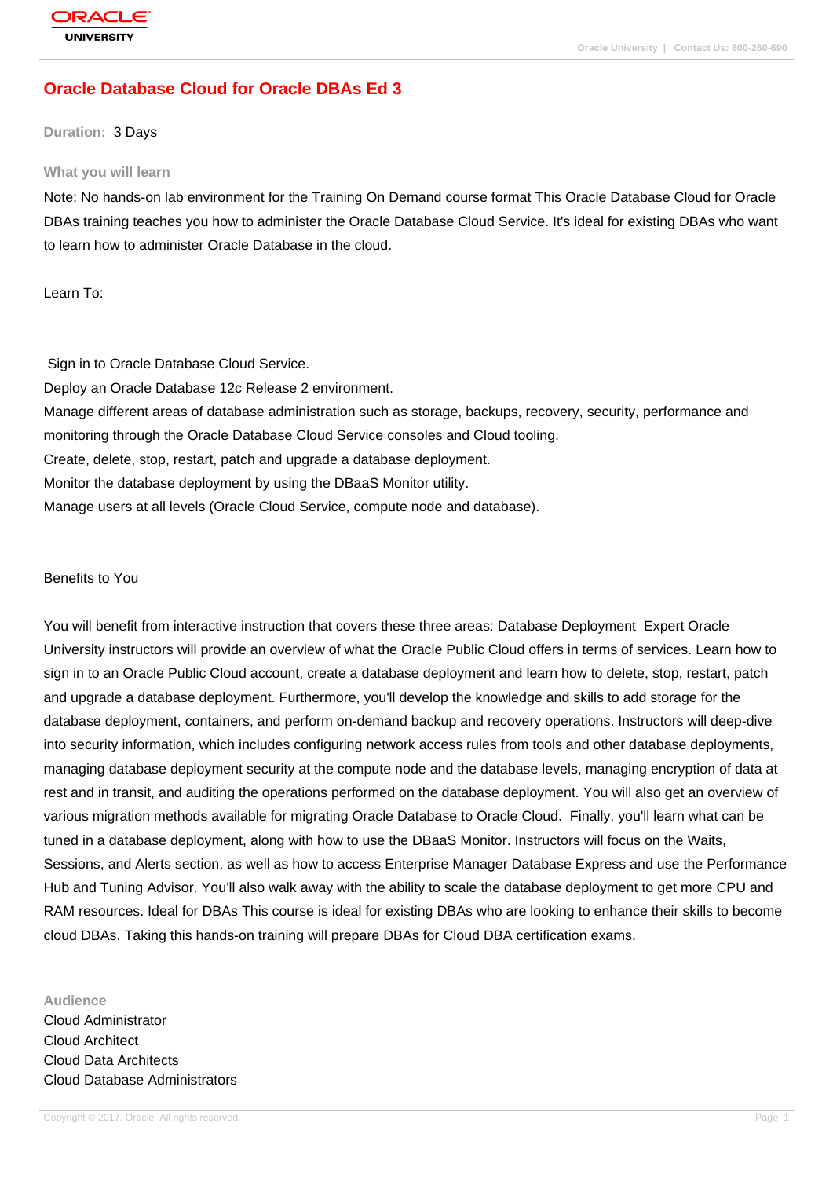# Oracle Database Cloud for Oracle DBAs Ed 3

**Duration:** 3 Days

## What you will learn

Note: No hands-on lab environment for the Training On Demand course format This Oracle Database Cloud for Oracle DBAs training teaches you how to administer the Oracle Database Cloud Service. It's ideal for existing DBAs who want to learn how to administer Oracle Database in the cloud.

Learn To:

Sign in to Oracle Database Cloud Service.
Deploy an Oracle Database 12c Release 2 environment.
Manage different areas of database administration such as storage, backups, recovery, security, performance and monitoring through the Oracle Database Cloud Service consoles and Cloud tooling.
Create, delete, stop, restart, patch and upgrade a database deployment.
Monitor the database deployment by using the DBaaS Monitor utility.
Manage users at all levels (Oracle Cloud Service, compute node and database).

Benefits to You

You will benefit from interactive instruction that covers these three areas: Database Deployment Expert Oracle University instructors will provide an overview of what the Oracle Public Cloud offers in terms of services. Learn how to sign in to an Oracle Public Cloud account, create a database deployment and learn how to delete, stop, restart, patch and upgrade a database deployment. Furthermore, you'll develop the knowledge and skills to add storage for the database deployment, containers, and perform on-demand backup and recovery operations. Instructors will deep-dive into security information, which includes configuring network access rules from tools and other database deployments, managing database deployment security at the compute node and the database levels, managing encryption of data at rest and in transit, and auditing the operations performed on the database deployment. You will also get an overview of various migration methods available for migrating Oracle Database to Oracle Cloud. Finally, you'll learn what can be tuned in a database deployment, along with how to use the DBaaS Monitor. Instructors will focus on the Waits, Sessions, and Alerts section, as well as how to access Enterprise Manager Database Express and use the Performance Hub and Tuning Advisor. You'll also walk away with the ability to scale the database deployment to get more CPU and RAM resources. Ideal for DBAs This course is ideal for existing DBAs who are looking to enhance their skills to become cloud DBAs. Taking this hands-on training will prepare DBAs for Cloud DBA certification exams.

## Audience

Cloud Administrator
Cloud Architect
Cloud Data Architects
Cloud Database Administrators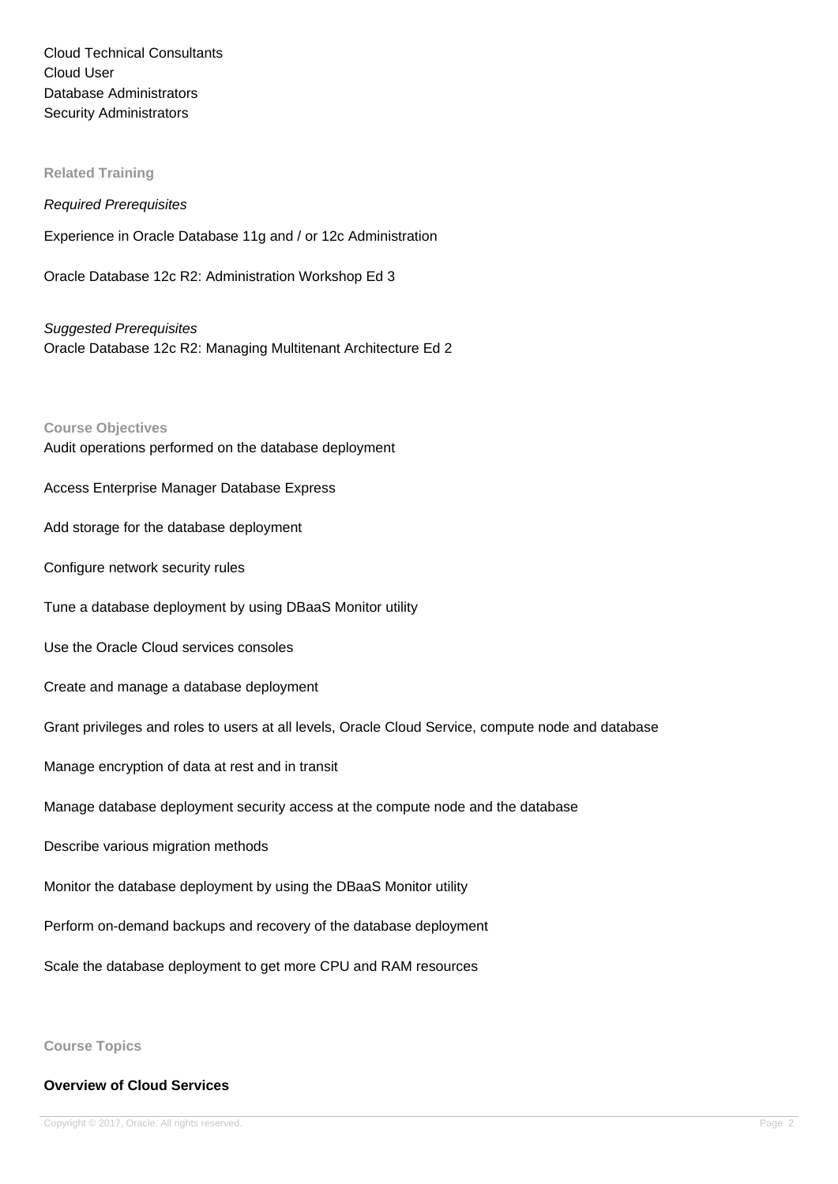Cloud Technical Consultants
Cloud User
Database Administrators
Security Administrators

### Related Training

*Required Prerequisites*

Experience in Oracle Database 11g and / or 12c Administration

Oracle Database 12c R2: Administration Workshop Ed 3

*Suggested Prerequisites*
Oracle Database 12c R2: Managing Multitenant Architecture Ed 2

### Course Objectives

Audit operations performed on the database deployment

Access Enterprise Manager Database Express

Add storage for the database deployment

Configure network security rules

Tune a database deployment by using DBaaS Monitor utility

Use the Oracle Cloud services consoles

Create and manage a database deployment

Grant privileges and roles to users at all levels, Oracle Cloud Service, compute node and database

Manage encryption of data at rest and in transit

Manage database deployment security access at the compute node and the database

Describe various migration methods

Monitor the database deployment by using the DBaaS Monitor utility

Perform on-demand backups and recovery of the database deployment

Scale the database deployment to get more CPU and RAM resources

### Course Topics

**Overview of Cloud Services**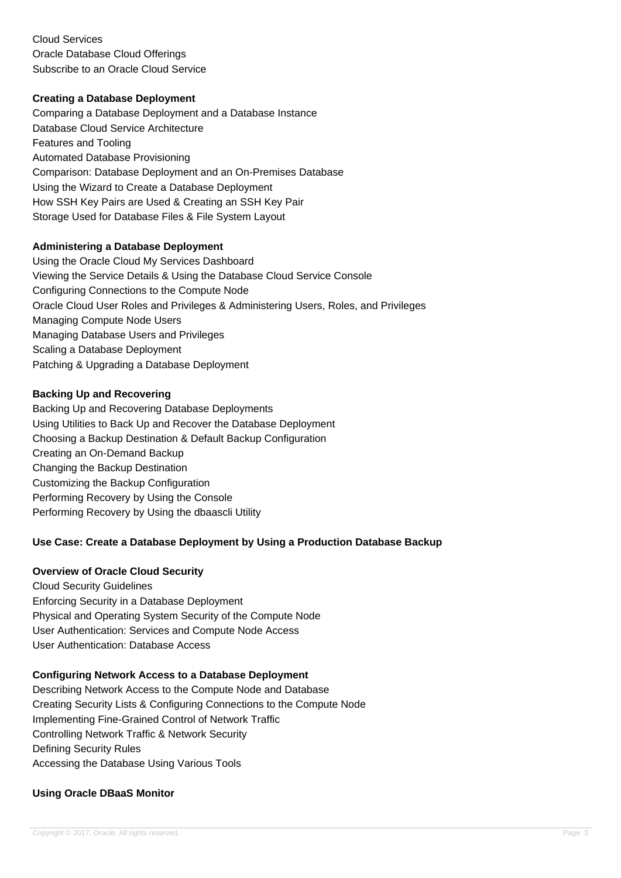Cloud Services
Oracle Database Cloud Offerings
Subscribe to an Oracle Cloud Service

**Creating a Database Deployment**

Comparing a Database Deployment and a Database Instance
Database Cloud Service Architecture
Features and Tooling
Automated Database Provisioning
Comparison: Database Deployment and an On-Premises Database
Using the Wizard to Create a Database Deployment
How SSH Key Pairs are Used & Creating an SSH Key Pair
Storage Used for Database Files & File System Layout

**Administering a Database Deployment**

Using the Oracle Cloud My Services Dashboard
Viewing the Service Details & Using the Database Cloud Service Console
Configuring Connections to the Compute Node
Oracle Cloud User Roles and Privileges & Administering Users, Roles, and Privileges
Managing Compute Node Users
Managing Database Users and Privileges
Scaling a Database Deployment
Patching & Upgrading a Database Deployment

**Backing Up and Recovering**

Backing Up and Recovering Database Deployments
Using Utilities to Back Up and Recover the Database Deployment
Choosing a Backup Destination & Default Backup Configuration
Creating an On-Demand Backup
Changing the Backup Destination
Customizing the Backup Configuration
Performing Recovery by Using the Console
Performing Recovery by Using the dbaascli Utility

**Use Case: Create a Database Deployment by Using a Production Database Backup**

**Overview of Oracle Cloud Security**

Cloud Security Guidelines
Enforcing Security in a Database Deployment
Physical and Operating System Security of the Compute Node
User Authentication: Services and Compute Node Access
User Authentication: Database Access

**Configuring Network Access to a Database Deployment**

Describing Network Access to the Compute Node and Database
Creating Security Lists & Configuring Connections to the Compute Node
Implementing Fine-Grained Control of Network Traffic
Controlling Network Traffic & Network Security
Defining Security Rules
Accessing the Database Using Various Tools

**Using Oracle DBaaS Monitor**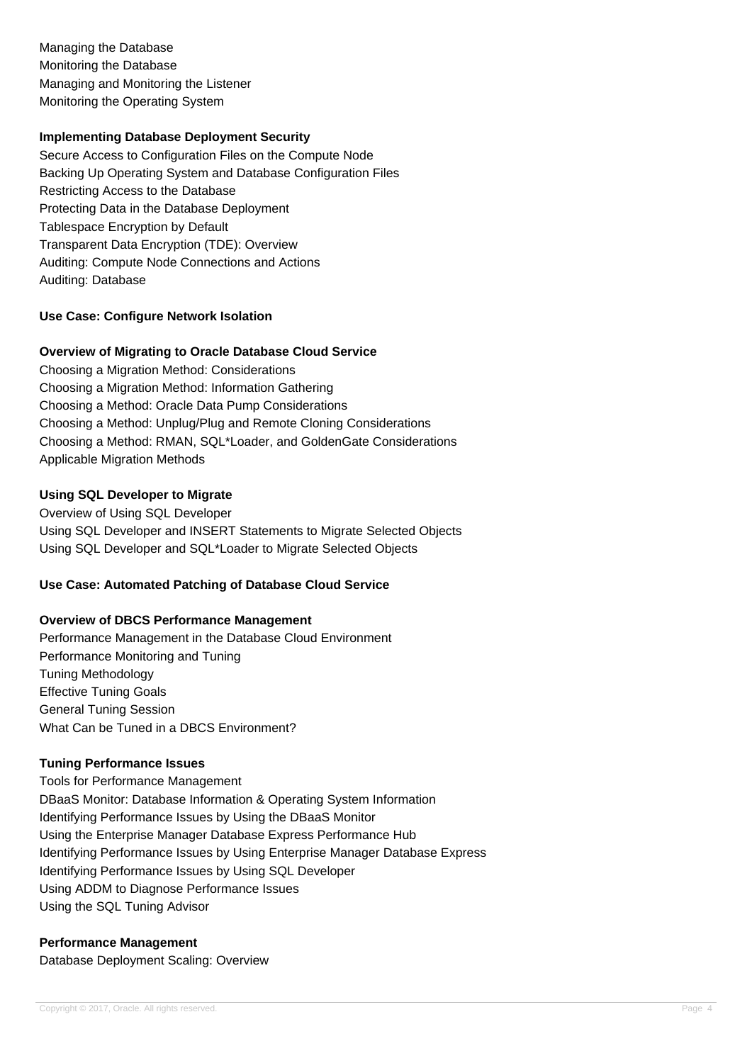Managing the Database
Monitoring the Database
Managing and Monitoring the Listener
Monitoring the Operating System

**Implementing Database Deployment Security**

Secure Access to Configuration Files on the Compute Node
Backing Up Operating System and Database Configuration Files
Restricting Access to the Database
Protecting Data in the Database Deployment
Tablespace Encryption by Default
Transparent Data Encryption (TDE): Overview
Auditing: Compute Node Connections and Actions
Auditing: Database

**Use Case: Configure Network Isolation**

**Overview of Migrating to Oracle Database Cloud Service**

Choosing a Migration Method: Considerations
Choosing a Migration Method: Information Gathering
Choosing a Method: Oracle Data Pump Considerations
Choosing a Method: Unplug/Plug and Remote Cloning Considerations
Choosing a Method: RMAN, SQL*Loader, and GoldenGate Considerations
Applicable Migration Methods

**Using SQL Developer to Migrate**

Overview of Using SQL Developer
Using SQL Developer and INSERT Statements to Migrate Selected Objects
Using SQL Developer and SQL*Loader to Migrate Selected Objects

**Use Case: Automated Patching of Database Cloud Service**

**Overview of DBCS Performance Management**

Performance Management in the Database Cloud Environment
Performance Monitoring and Tuning
Tuning Methodology
Effective Tuning Goals
General Tuning Session
What Can be Tuned in a DBCS Environment?

**Tuning Performance Issues**

Tools for Performance Management
DBaaS Monitor: Database Information & Operating System Information
Identifying Performance Issues by Using the DBaaS Monitor
Using the Enterprise Manager Database Express Performance Hub
Identifying Performance Issues by Using Enterprise Manager Database Express
Identifying Performance Issues by Using SQL Developer
Using ADDM to Diagnose Performance Issues
Using the SQL Tuning Advisor

**Performance Management**

Database Deployment Scaling: Overview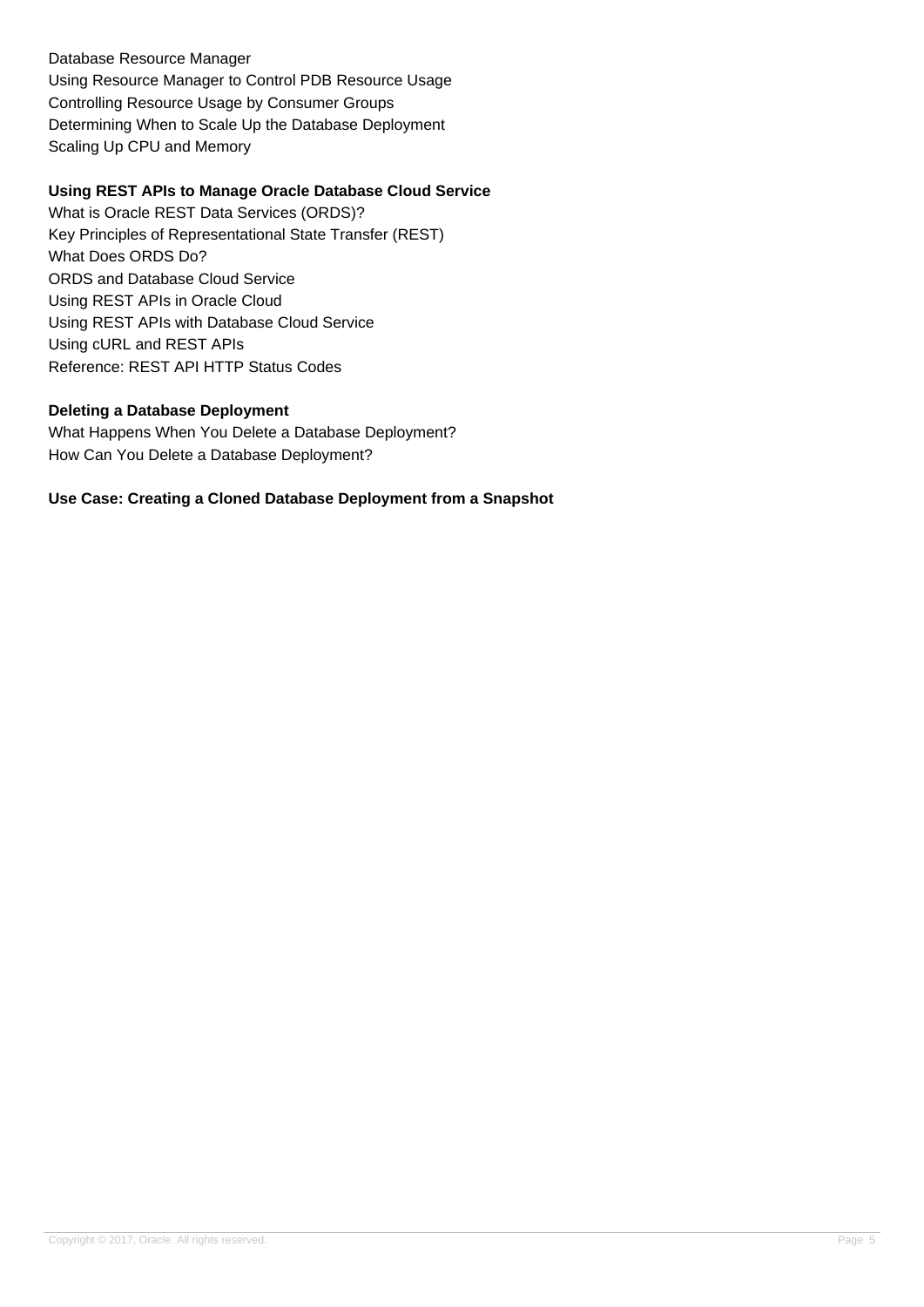Database Resource Manager
Using Resource Manager to Control PDB Resource Usage
Controlling Resource Usage by Consumer Groups
Determining When to Scale Up the Database Deployment
Scaling Up CPU and Memory

**Using REST APIs to Manage Oracle Database Cloud Service**

What is Oracle REST Data Services (ORDS)?
Key Principles of Representational State Transfer (REST)
What Does ORDS Do?
ORDS and Database Cloud Service
Using REST APIs in Oracle Cloud
Using REST APIs with Database Cloud Service
Using cURL and REST APIs
Reference: REST API HTTP Status Codes

**Deleting a Database Deployment**

What Happens When You Delete a Database Deployment?
How Can You Delete a Database Deployment?

**Use Case: Creating a Cloned Database Deployment from a Snapshot**